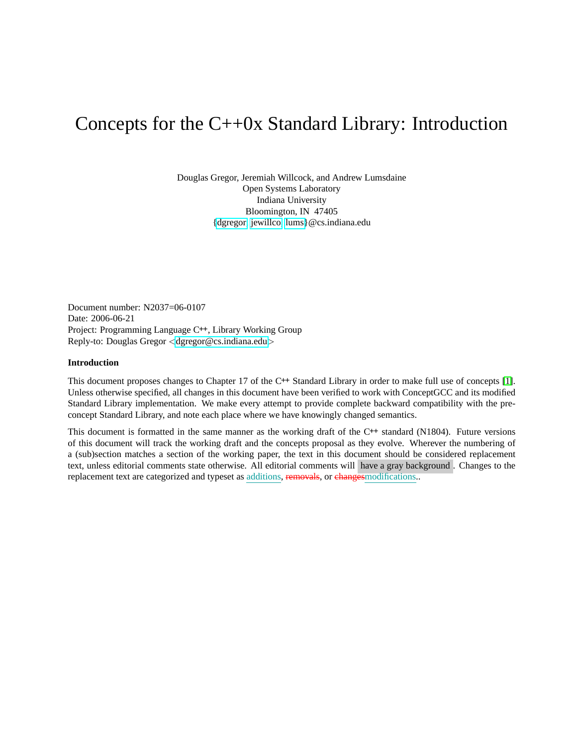# Concepts for the C++0x Standard Library: Introduction

Douglas Gregor, Jeremiah Willcock, and Andrew Lumsdaine
Open Systems Laboratory
Indiana University
Bloomington, IN 47405
{dgregor, jewillco, lums}@cs.indiana.edu

Document number: N2037=06-0107
Date: 2006-06-21
Project: Programming Language C++, Library Working Group
Reply-to: Douglas Gregor <dgregor@cs.indiana.edu>

**Introduction**

This document proposes changes to Chapter 17 of the C++ Standard Library in order to make full use of concepts [1]. Unless otherwise specified, all changes in this document have been verified to work with ConceptGCC and its modified Standard Library implementation. We make every attempt to provide complete backward compatibility with the pre-concept Standard Library, and note each place where we have knowingly changed semantics.

This document is formatted in the same manner as the working draft of the C++ standard (N1804). Future versions of this document will track the working draft and the concepts proposal as they evolve. Wherever the numbering of a (sub)section matches a section of the working paper, the text in this document should be considered replacement text, unless editorial comments state otherwise. All editorial comments will have a gray background. Changes to the replacement text are categorized and typeset as additions, ~~removals~~, or ~~changes~~modifications..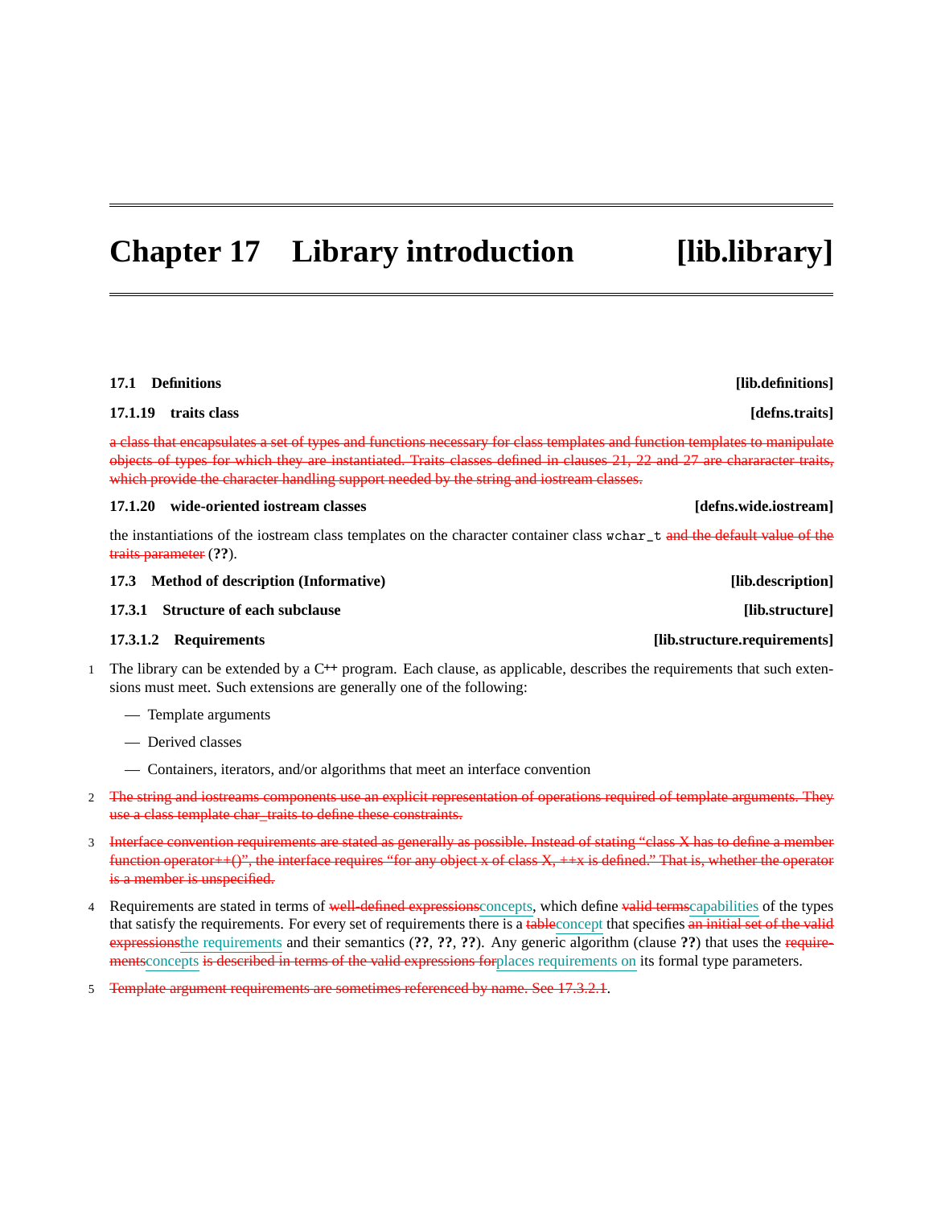# Chapter 17 Library introduction [lib.library]

### 17.1 Definitions [lib.definitions]

#### 17.1.19 traits class [defns.traits]

~~a class that encapsulates a set of types and functions necessary for class templates and function templates to manipulate objects of types for which they are instantiated. Traits classes defined in clauses 21, 22 and 27 are chararacter traits, which provide the character handling support needed by the string and iostream classes.~~

#### 17.1.20 wide-oriented iostream classes [defns.wide.iostream]

the instantiations of the iostream class templates on the character container class `wchar_t` ~~and the default value of the traits parameter~~ (**??**).

### 17.3 Method of description (Informative) [lib.description]

#### 17.3.1 Structure of each subclause [lib.structure]

#### 17.3.1.2 Requirements [lib.structure.requirements]

1 The library can be extended by a C++ program. Each clause, as applicable, describes the requirements that such extensions must meet. Such extensions are generally one of the following:

- Template arguments
- Derived classes
- Containers, iterators, and/or algorithms that meet an interface convention

2 ~~The string and iostreams components use an explicit representation of operations required of template arguments. They use a class template char_traits to define these constraints.~~

3 ~~Interface convention requirements are stated as generally as possible. Instead of stating "class X has to define a member function operator++()", the interface requires "for any object x of class X, ++x is defined." That is, whether the operator is a member is unspecified.~~

4 Requirements are stated in terms of ~~well-defined expressions~~concepts, which define ~~valid terms~~capabilities of the types that satisfy the requirements. For every set of requirements there is a ~~table~~concept that specifies ~~an initial set of the valid expressions~~the requirements and their semantics (**??**, **??**, **??**). Any generic algorithm (clause **??**) that uses the ~~requirements~~concepts ~~is described in terms of the valid expressions for~~places requirements on its formal type parameters.

5 ~~Template argument requirements are sometimes referenced by name. See 17.3.2.1~~.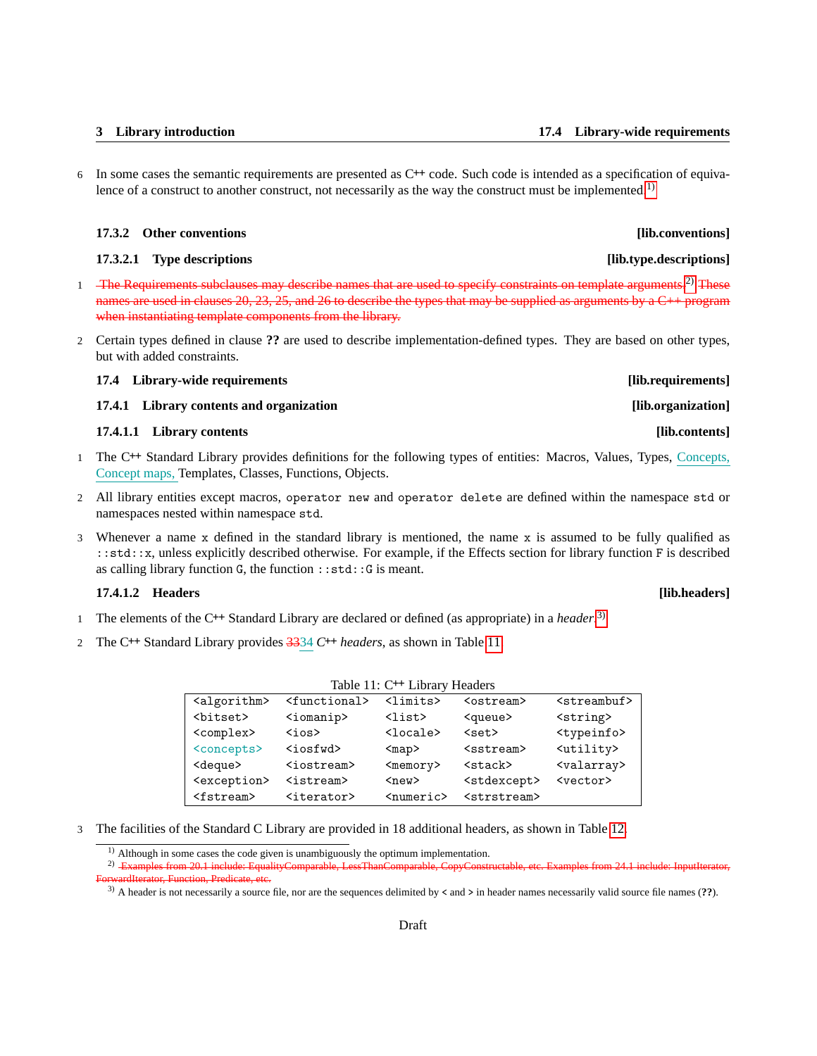6 In some cases the semantic requirements are presented as C++ code. Such code is intended as a specification of equivalence of a construct to another construct, not necessarily as the way the construct must be implemented.[1]

#### 17.3.2 Other conventions [lib.conventions]

##### 17.3.2.1 Type descriptions [lib.type.descriptions]

1 ~~The Requirements subclauses may describe names that are used to specify constraints on template arguments.[2] These names are used in clauses 20, 23, 25, and 26 to describe the types that may be supplied as arguments by a C++ program when instantiating template components from the library.~~

2 Certain types defined in clause **??** are used to describe implementation-defined types. They are based on other types, but with added constraints.

### 17.4 Library-wide requirements [lib.requirements]

#### 17.4.1 Library contents and organization [lib.organization]

##### 17.4.1.1 Library contents [lib.contents]

1 The C++ Standard Library provides definitions for the following types of entities: Macros, Values, Types, Concepts, Concept maps, Templates, Classes, Functions, Objects.

2 All library entities except macros, `operator new` and `operator delete` are defined within the namespace `std` or namespaces nested within namespace `std`.

3 Whenever a name `x` defined in the standard library is mentioned, the name `x` is assumed to be fully qualified as `::std::x`, unless explicitly described otherwise. For example, if the Effects section for library function `F` is described as calling library function `G`, the function `::std::G` is meant.

##### 17.4.1.2 Headers [lib.headers]

1 The elements of the C++ Standard Library are declared or defined (as appropriate) in a *header*.[3]

2 The C++ Standard Library provides ~~33~~34 *C++ headers*, as shown in Table 11.

Table 11: C++ Library Headers

| | | | | |
|---|---|---|---|---|
| `<algorithm>` | `<functional>` | `<limits>` | `<ostream>` | `<streambuf>` |
| `<bitset>` | `<iomanip>` | `<list>` | `<queue>` | `<string>` |
| `<complex>` | `<ios>` | `<locale>` | `<set>` | `<typeinfo>` |
| `<concepts>` | `<iosfwd>` | `<map>` | `<sstream>` | `<utility>` |
| `<deque>` | `<iostream>` | `<memory>` | `<stack>` | `<valarray>` |
| `<exception>` | `<istream>` | `<new>` | `<stdexcept>` | `<vector>` |
| `<fstream>` | `<iterator>` | `<numeric>` | `<strstream>` | |

3 The facilities of the Standard C Library are provided in 18 additional headers, as shown in Table 12.

---

[1] Although in some cases the code given is unambiguously the optimum implementation.

[2] ~~Examples from 20.1 include: EqualityComparable, LessThanComparable, CopyConstructable, etc. Examples from 24.1 include: InputIterator, ForwardIterator, Function, Predicate, etc.~~

[3] A header is not necessarily a source file, nor are the sequences delimited by `<` and `>` in header names necessarily valid source file names (**??**).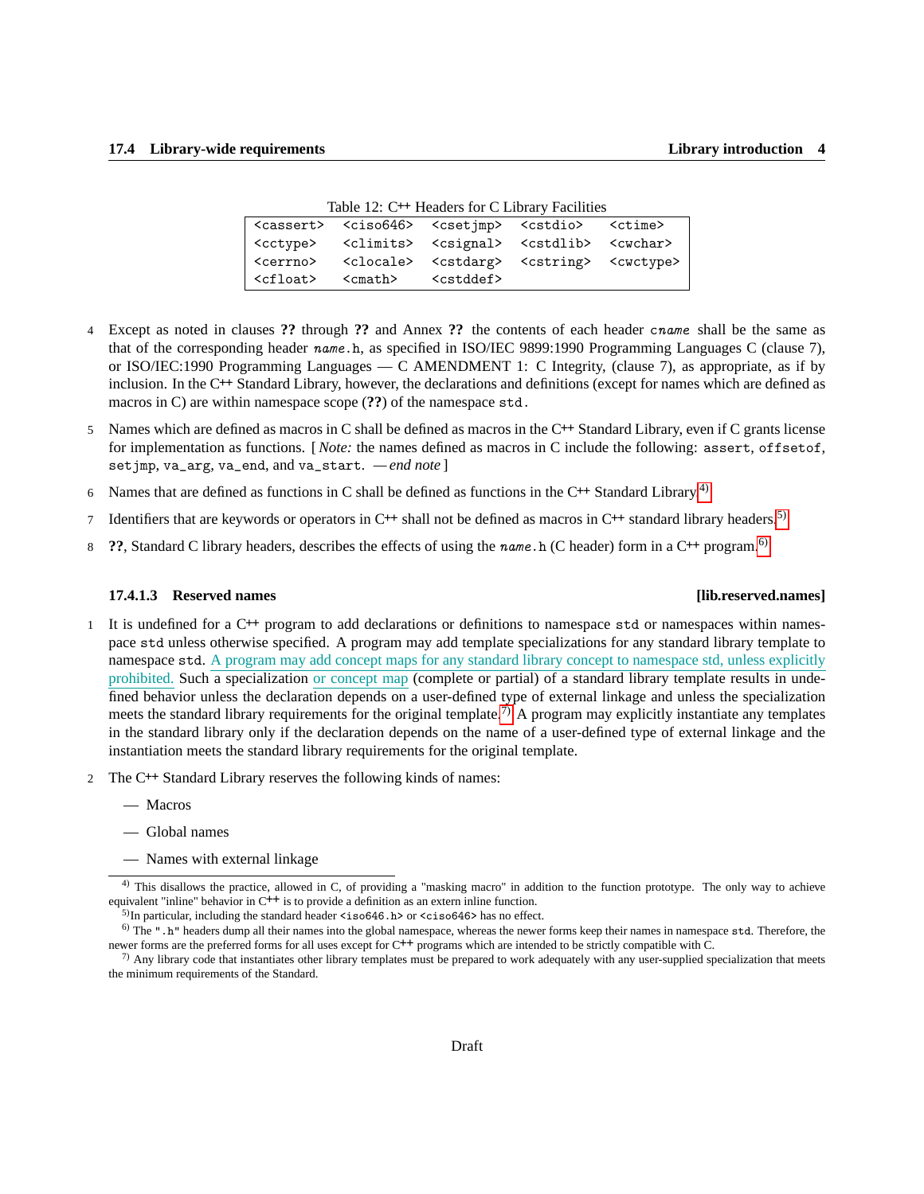Table 12: C++ Headers for C Library Facilities

| | | | | |
|---|---|---|---|---|
| `<cassert>` | `<ciso646>` | `<csetjmp>` | `<cstdio>` | `<ctime>` |
| `<cctype>` | `<climits>` | `<csignal>` | `<cstdlib>` | `<cwchar>` |
| `<cerrno>` | `<clocale>` | `<cstdarg>` | `<cstring>` | `<cwctype>` |
| `<cfloat>` | `<cmath>` | `<cstddef>` | | |

4 Except as noted in clauses **??** through **??** and Annex **??** the contents of each header `c`*`name`* shall be the same as that of the corresponding header *`name`*`.h`, as specified in ISO/IEC 9899:1990 Programming Languages C (clause 7), or ISO/IEC:1990 Programming Languages — C AMENDMENT 1: C Integrity, (clause 7), as appropriate, as if by inclusion. In the C++ Standard Library, however, the declarations and definitions (except for names which are defined as macros in C) are within namespace scope (**??**) of the namespace `std`.

5 Names which are defined as macros in C shall be defined as macros in the C++ Standard Library, even if C grants license for implementation as functions. [ *Note:* the names defined as macros in C include the following: `assert`, `offsetof`, `setjmp`, `va_arg`, `va_end`, and `va_start`. — *end note* ]

6 Names that are defined as functions in C shall be defined as functions in the C++ Standard Library.[4)]

7 Identifiers that are keywords or operators in C++ shall not be defined as macros in C++ standard library headers.[5)]

8 **??**, Standard C library headers, describes the effects of using the *`name`*`.h` (C header) form in a C++ program.[6)]

### 17.4.1.3 Reserved names [lib.reserved.names]

1 It is undefined for a C++ program to add declarations or definitions to namespace `std` or namespaces within namespace `std` unless otherwise specified. A program may add template specializations for any standard library template to namespace `std`. A program may add concept maps for any standard library concept to namespace std, unless explicitly prohibited. Such a specialization or concept map (complete or partial) of a standard library template results in undefined behavior unless the declaration depends on a user-defined type of external linkage and unless the specialization meets the standard library requirements for the original template.[7)] A program may explicitly instantiate any templates in the standard library only if the declaration depends on the name of a user-defined type of external linkage and the instantiation meets the standard library requirements for the original template.

2 The C++ Standard Library reserves the following kinds of names:

— Macros

— Global names

— Names with external linkage

---

4) This disallows the practice, allowed in C, of providing a "masking macro" in addition to the function prototype. The only way to achieve equivalent "inline" behavior in C++ is to provide a definition as an extern inline function.

5) In particular, including the standard header `<iso646.h>` or `<ciso646>` has no effect.

6) The `".h"` headers dump all their names into the global namespace, whereas the newer forms keep their names in namespace `std`. Therefore, the newer forms are the preferred forms for all uses except for C++ programs which are intended to be strictly compatible with C.

7) Any library code that instantiates other library templates must be prepared to work adequately with any user-supplied specialization that meets the minimum requirements of the Standard.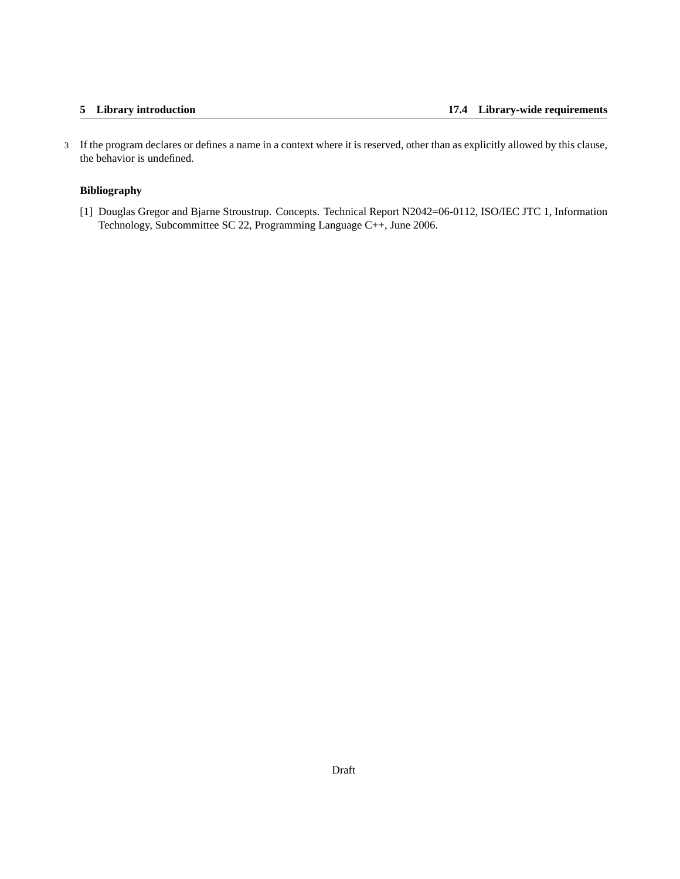3 If the program declares or defines a name in a context where it is reserved, other than as explicitly allowed by this clause, the behavior is undefined.

## Bibliography

[1] Douglas Gregor and Bjarne Stroustrup. Concepts. Technical Report N2042=06-0112, ISO/IEC JTC 1, Information Technology, Subcommittee SC 22, Programming Language C++, June 2006.